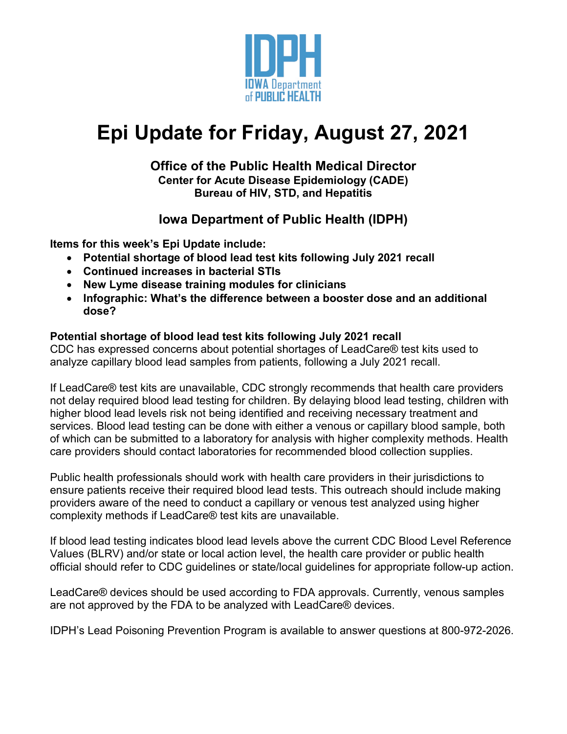IDPH
IOWA Department of PUBLIC HEALTH

# Epi Update for Friday, August 27, 2021

**Office of the Public Health Medical Director**
**Center for Acute Disease Epidemiology (CADE)**
**Bureau of HIV, STD, and Hepatitis**

**Iowa Department of Public Health (IDPH)**

**Items for this week's Epi Update include:**

- **Potential shortage of blood lead test kits following July 2021 recall**
- **Continued increases in bacterial STIs**
- **New Lyme disease training modules for clinicians**
- **Infographic: What's the difference between a booster dose and an additional dose?**

## Potential shortage of blood lead test kits following July 2021 recall

CDC has expressed concerns about potential shortages of LeadCare® test kits used to analyze capillary blood lead samples from patients, following a July 2021 recall.

If LeadCare® test kits are unavailable, CDC strongly recommends that health care providers not delay required blood lead testing for children. By delaying blood lead testing, children with higher blood lead levels risk not being identified and receiving necessary treatment and services. Blood lead testing can be done with either a venous or capillary blood sample, both of which can be submitted to a laboratory for analysis with higher complexity methods. Health care providers should contact laboratories for recommended blood collection supplies.

Public health professionals should work with health care providers in their jurisdictions to ensure patients receive their required blood lead tests. This outreach should include making providers aware of the need to conduct a capillary or venous test analyzed using higher complexity methods if LeadCare® test kits are unavailable.

If blood lead testing indicates blood lead levels above the current CDC Blood Level Reference Values (BLRV) and/or state or local action level, the health care provider or public health official should refer to CDC guidelines or state/local guidelines for appropriate follow-up action.

LeadCare® devices should be used according to FDA approvals. Currently, venous samples are not approved by the FDA to be analyzed with LeadCare® devices.

IDPH's Lead Poisoning Prevention Program is available to answer questions at 800-972-2026.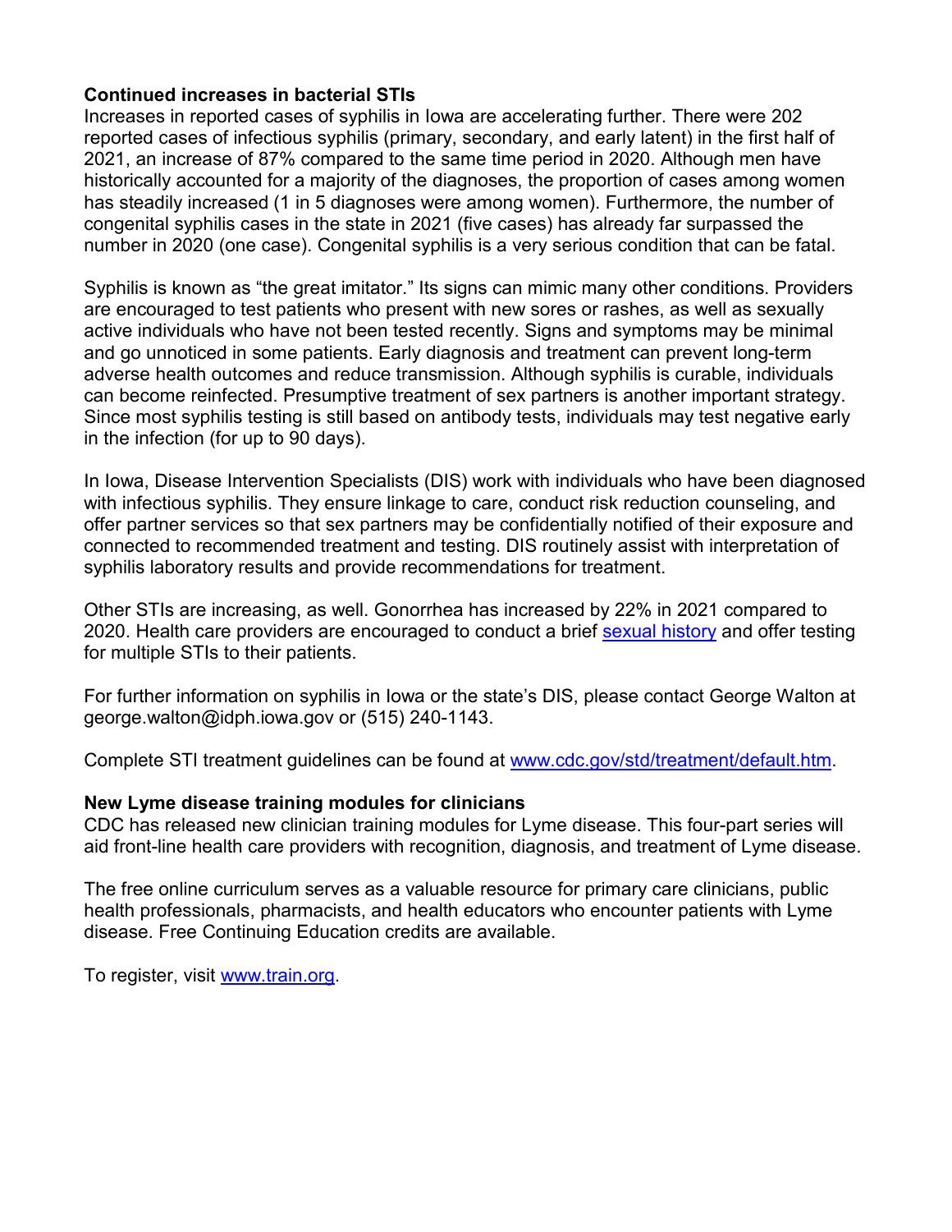**Continued increases in bacterial STIs**

Increases in reported cases of syphilis in Iowa are accelerating further. There were 202 reported cases of infectious syphilis (primary, secondary, and early latent) in the first half of 2021, an increase of 87% compared to the same time period in 2020. Although men have historically accounted for a majority of the diagnoses, the proportion of cases among women has steadily increased (1 in 5 diagnoses were among women). Furthermore, the number of congenital syphilis cases in the state in 2021 (five cases) has already far surpassed the number in 2020 (one case). Congenital syphilis is a very serious condition that can be fatal.

Syphilis is known as "the great imitator." Its signs can mimic many other conditions. Providers are encouraged to test patients who present with new sores or rashes, as well as sexually active individuals who have not been tested recently. Signs and symptoms may be minimal and go unnoticed in some patients. Early diagnosis and treatment can prevent long-term adverse health outcomes and reduce transmission. Although syphilis is curable, individuals can become reinfected. Presumptive treatment of sex partners is another important strategy. Since most syphilis testing is still based on antibody tests, individuals may test negative early in the infection (for up to 90 days).

In Iowa, Disease Intervention Specialists (DIS) work with individuals who have been diagnosed with infectious syphilis. They ensure linkage to care, conduct risk reduction counseling, and offer partner services so that sex partners may be confidentially notified of their exposure and connected to recommended treatment and testing. DIS routinely assist with interpretation of syphilis laboratory results and provide recommendations for treatment.

Other STIs are increasing, as well. Gonorrhea has increased by 22% in 2021 compared to 2020. Health care providers are encouraged to conduct a brief sexual history and offer testing for multiple STIs to their patients.

For further information on syphilis in Iowa or the state's DIS, please contact George Walton at george.walton@idph.iowa.gov or (515) 240-1143.

Complete STI treatment guidelines can be found at www.cdc.gov/std/treatment/default.htm.

**New Lyme disease training modules for clinicians**

CDC has released new clinician training modules for Lyme disease. This four-part series will aid front-line health care providers with recognition, diagnosis, and treatment of Lyme disease.

The free online curriculum serves as a valuable resource for primary care clinicians, public health professionals, pharmacists, and health educators who encounter patients with Lyme disease. Free Continuing Education credits are available.

To register, visit www.train.org.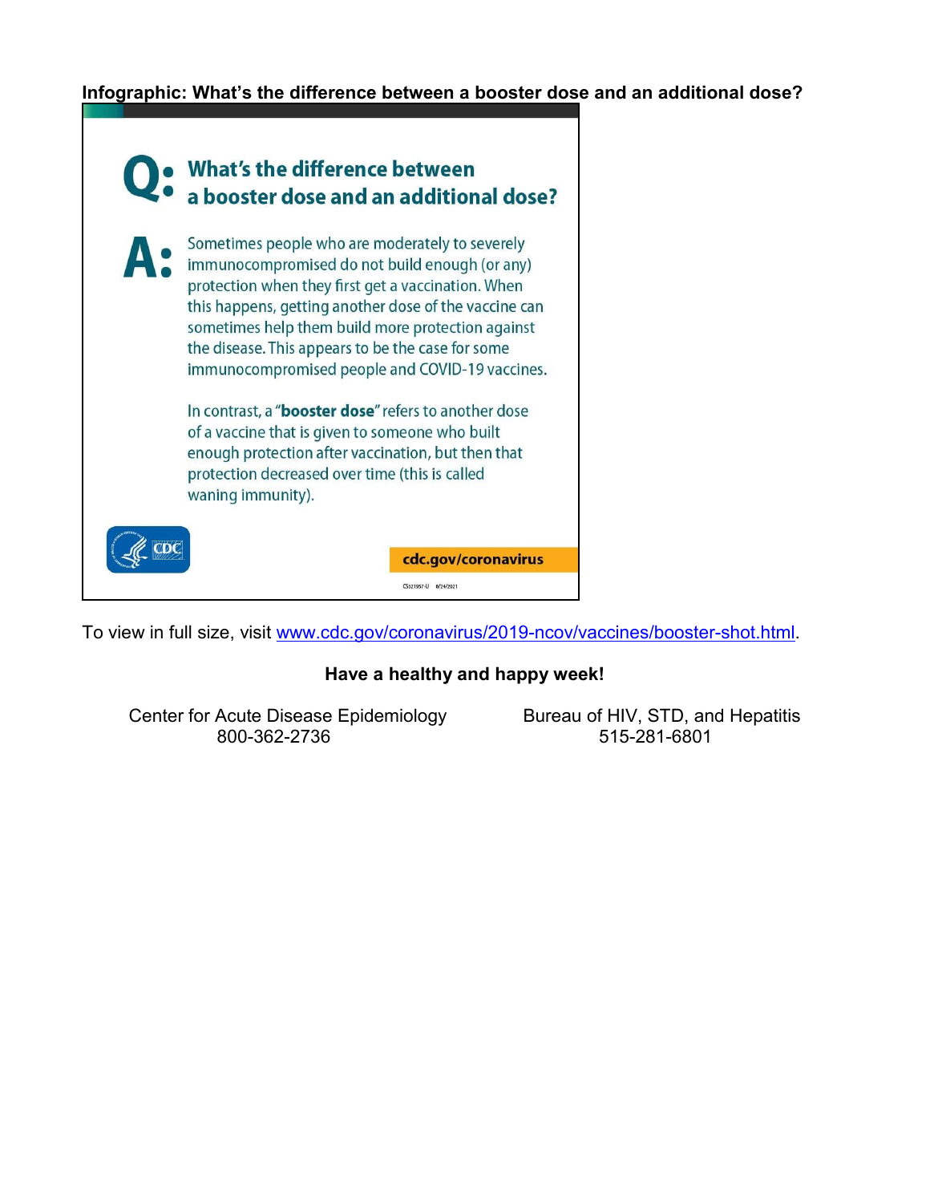**Infographic: What's the difference between a booster dose and an additional dose?**

**Q: What's the difference between a booster dose and an additional dose?**

**A:** Sometimes people who are moderately to severely immunocompromised do not build enough (or any) protection when they first get a vaccination. When this happens, getting another dose of the vaccine can sometimes help them build more protection against the disease. This appears to be the case for some immunocompromised people and COVID-19 vaccines.

In contrast, a "**booster dose**" refers to another dose of a vaccine that is given to someone who built enough protection after vaccination, but then that protection decreased over time (this is called waning immunity).

CDC

cdc.gov/coronavirus

CS321957-U 8/24/2021

To view in full size, visit www.cdc.gov/coronavirus/2019-ncov/vaccines/booster-shot.html.

**Have a healthy and happy week!**

Center for Acute Disease Epidemiology
800-362-2736

Bureau of HIV, STD, and Hepatitis
515-281-6801